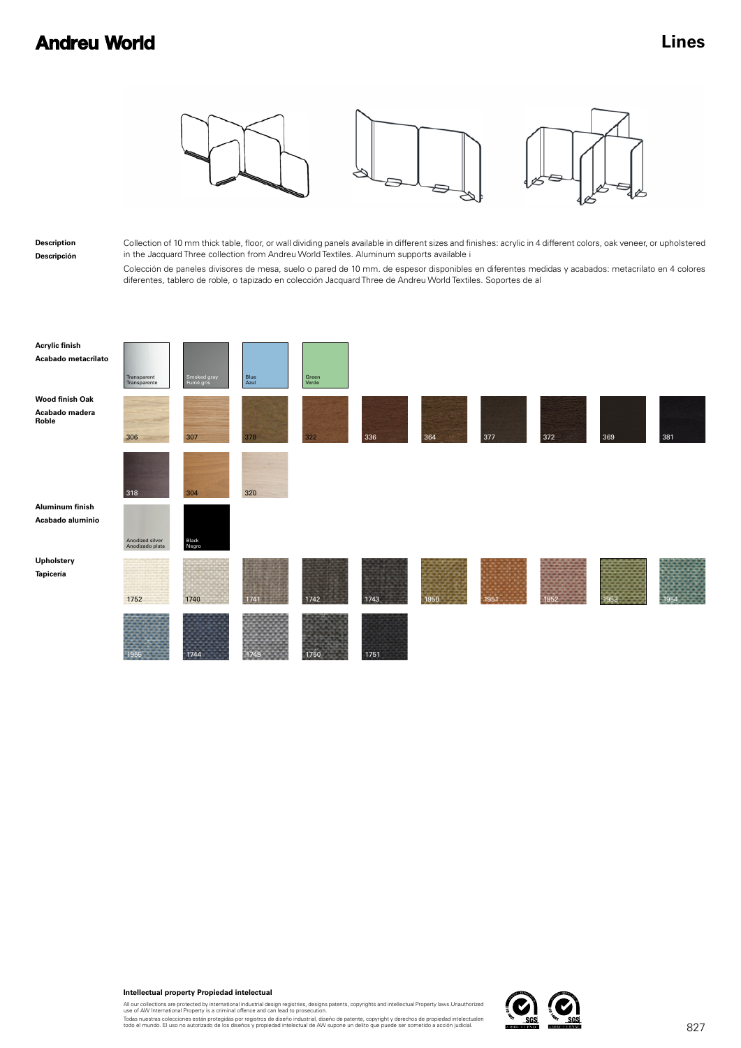# Andreu World

## Lines

**Description**
**Descripción**

Collection of 10 mm thick table, floor, or wall dividing panels available in different sizes and finishes: acrylic in 4 different colors, oak veneer, or upholstered in the Jacquard Three collection from Andreu World Textiles. Aluminum supports available i

Colección de paneles divisores de mesa, suelo o pared de 10 mm. de espesor disponibles en diferentes medidas y acabados: metacrilato en 4 colores diferentes, tablero de roble, o tapizado en colección Jacquard Three de Andreu World Textiles. Soportes de al

**Acrylic finish**
**Acabado metacrilato**

Transparent / Transparente
Smoked gray / Fumé gris
Blue / Azul
Green / Verde

**Wood finish Oak**
**Acabado madera Roble**

306, 307, 378, 322, 336, 364, 377, 372, 369, 381, 318, 304, 320

**Aluminum finish**
**Acabado aluminio**

Anodized silver / Anodizado plata
Black / Negro

**Upholstery**
**Tapicería**

1752, 1740, 1741, 1742, 1743, 1950, 1951, 1952, 1953, 1954, 1955, 1744, 1749, 1750, 1751

**Intellectual property Propiedad intelectual**

All our collections are protected by international industrial design registries, designs patents, copyrights and intellectual Property laws.Unauthorized use of AW International Property is a criminal offence and can lead to prosecution.
Todas nuestras colecciones están protegidas por registros de diseño industrial, diseño de patente, copyright y derechos de propiedad intelectualen todo el mundo. El uso no autorizado de los diseños y propiedad intelectual de AW supone un delito que puede ser sometido a acción judicial.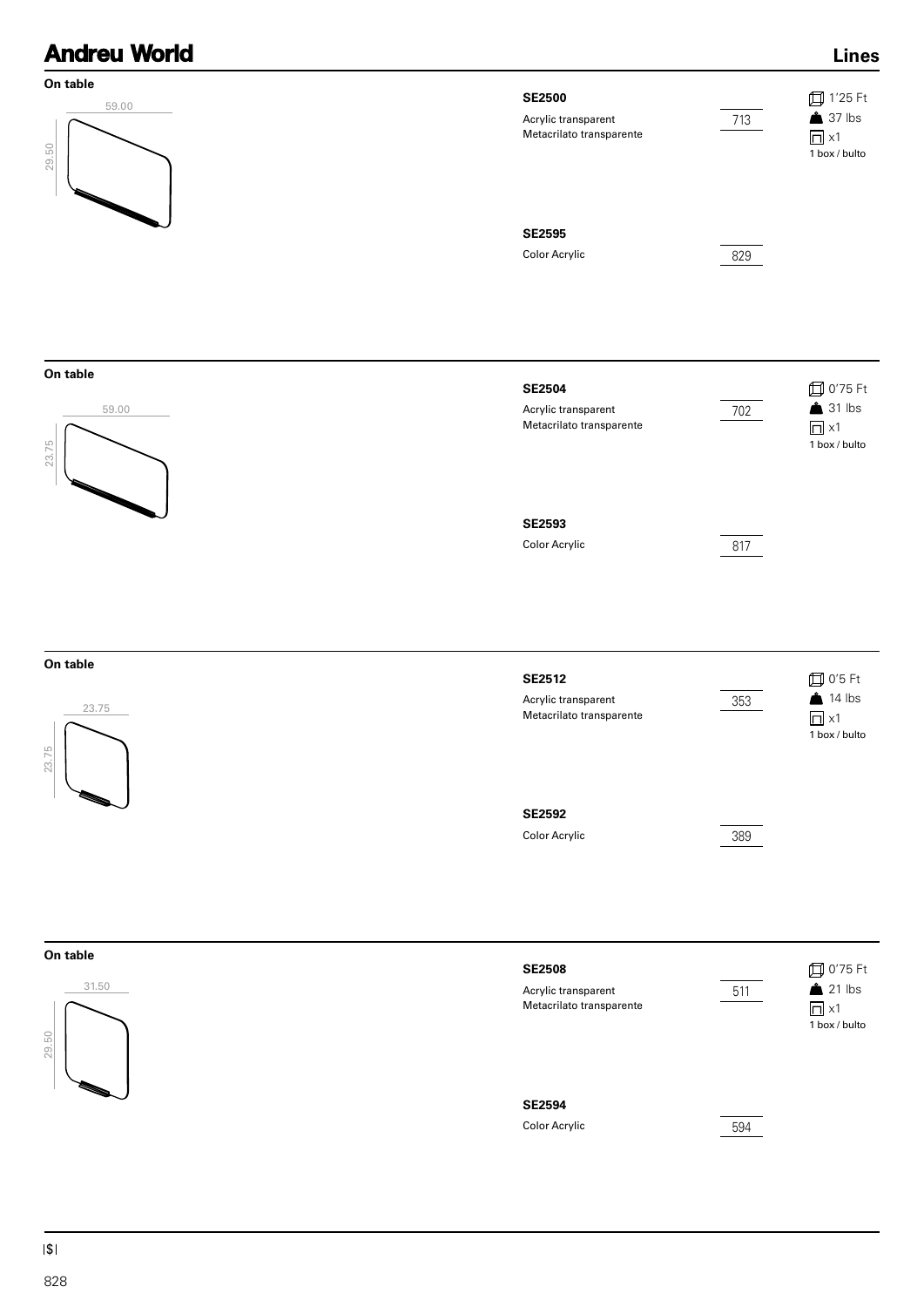## On table

59.00

29.50

**SE2500**

Acrylic transparent
Metacrilato transparente

713

1'25 Ft
37 lbs
x1
1 box / bulto

**SE2595**

Color Acrylic

829

## On table

59.00

23.75

**SE2504**

Acrylic transparent
Metacrilato transparente

702

0'75 Ft
31 lbs
x1
1 box / bulto

**SE2593**

Color Acrylic

817

## On table

23.75

23.75

**SE2512**

Acrylic transparent
Metacrilato transparente

353

0'5 Ft
14 lbs
x1
1 box / bulto

**SE2592**

Color Acrylic

389

## On table

31.50

29.50

**SE2508**

Acrylic transparent
Metacrilato transparente

511

0'75 Ft
21 lbs
x1
1 box / bulto

**SE2594**

Color Acrylic

594

|$|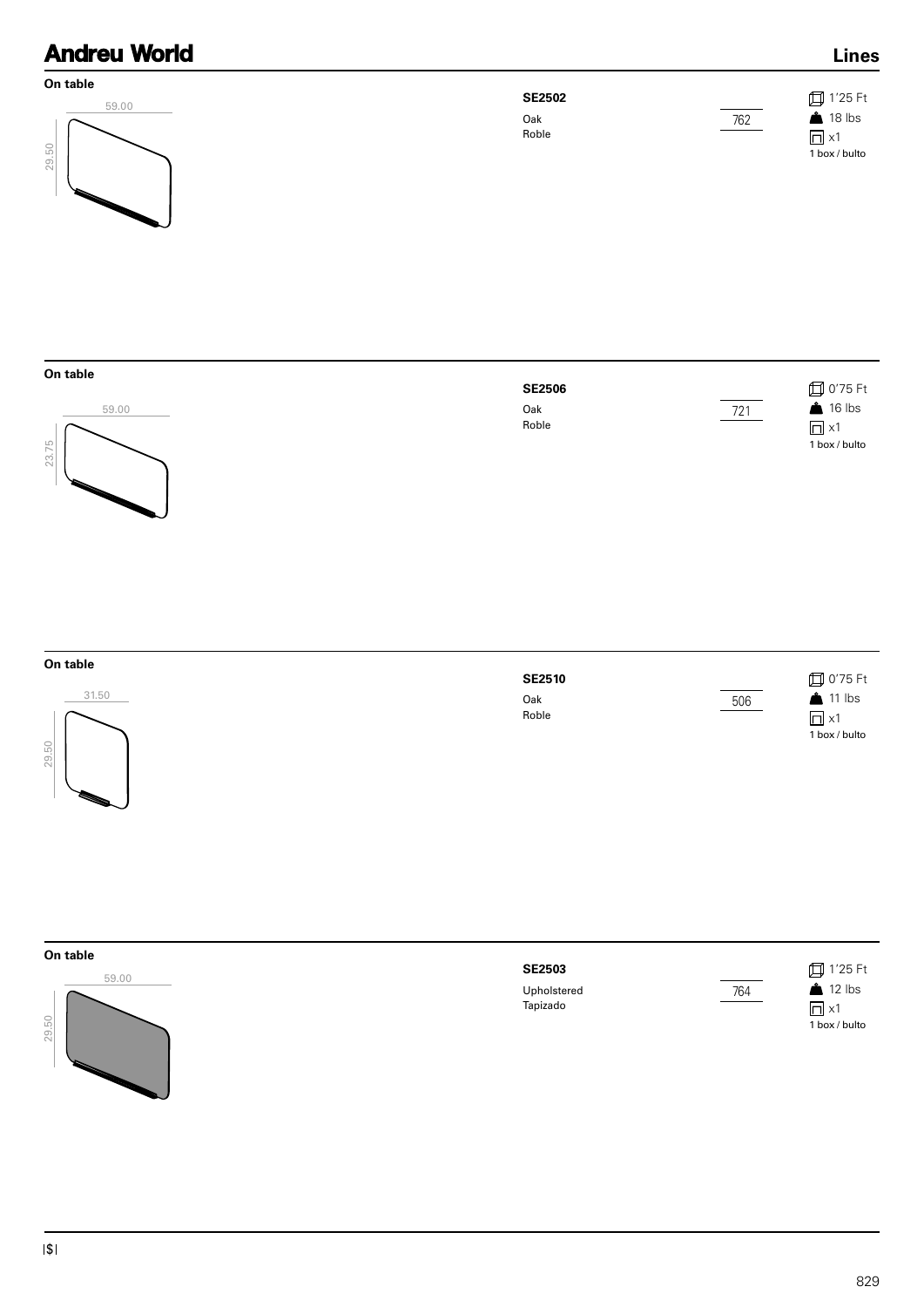## On table

59.00

29.50

**SE2502**

Oak
Roble

762

1'25 Ft
18 lbs
x1
1 box / bulto

## On table

59.00

23.75

**SE2506**

Oak
Roble

721

0'75 Ft
16 lbs
x1
1 box / bulto

## On table

31.50

29.50

**SE2510**

Oak
Roble

506

0'75 Ft
11 lbs
x1
1 box / bulto

## On table

59.00

29.50

**SE2503**

Upholstered
Tapizado

764

1'25 Ft
12 lbs
x1
1 box / bulto

|$|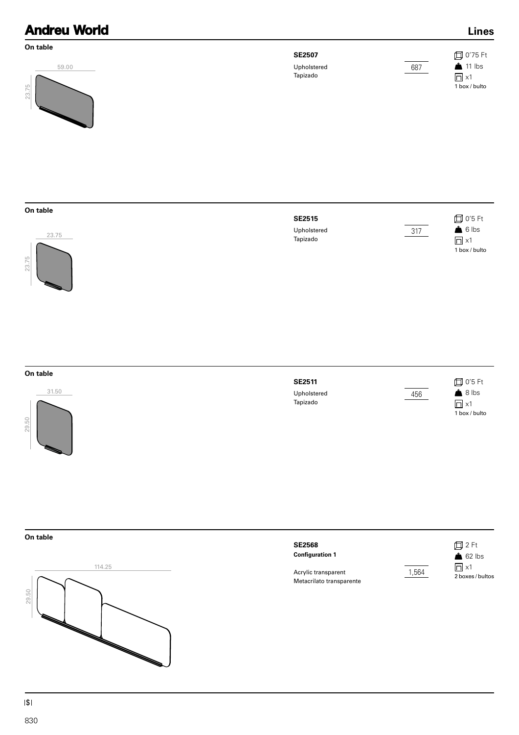# Andreu World

## Lines

**On table**

59.00

23.75

**SE2507**

Upholstered
Tapizado

687

0'75 Ft
11 lbs
x1
1 box / bulto

**On table**

23.75

23.75

**SE2515**

Upholstered
Tapizado

317

0'5 Ft
6 lbs
x1
1 box / bulto

**On table**

31.50

29.50

**SE2511**

Upholstered
Tapizado

456

0'5 Ft
8 lbs
x1
1 box / bulto

**On table**

114.25

29.50

**SE2568**
**Configuration 1**

Acrylic transparent
Metacrilato transparente

1,564

2 Ft
62 lbs
x1
2 boxes / bultos

|$|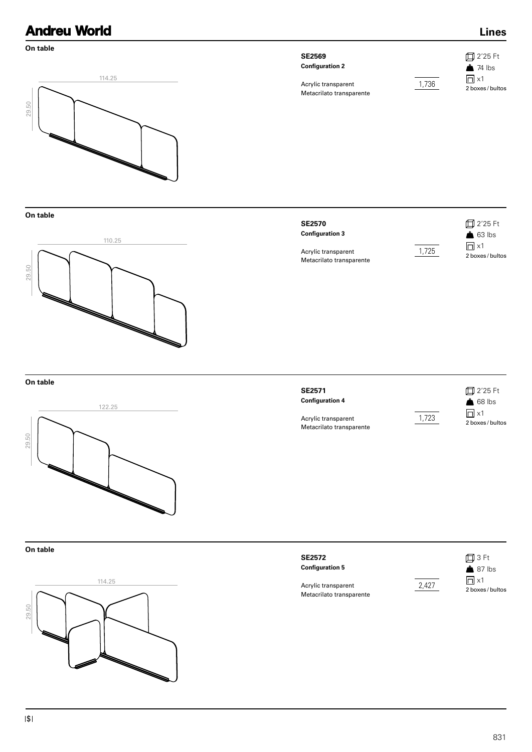## On table

114.25

29.50

**SE2569**
**Configuration 2**

Acrylic transparent
Metacrilato transparente

1,736

2'25 Ft
74 lbs
x1
2 boxes / bultos

## On table

110.25

29.50

**SE2570**
**Configuration 3**

Acrylic transparent
Metacrilato transparente

1,725

2'25 Ft
63 lbs
x1
2 boxes / bultos

## On table

122.25

29.50

**SE2571**
**Configuration 4**

Acrylic transparent
Metacrilato transparente

1,723

2'25 Ft
68 lbs
x1
2 boxes / bultos

## On table

114.25

29.50

**SE2572**
**Configuration 5**

Acrylic transparent
Metacrilato transparente

2,427

3 Ft
87 lbs
x1
2 boxes / bultos

|$|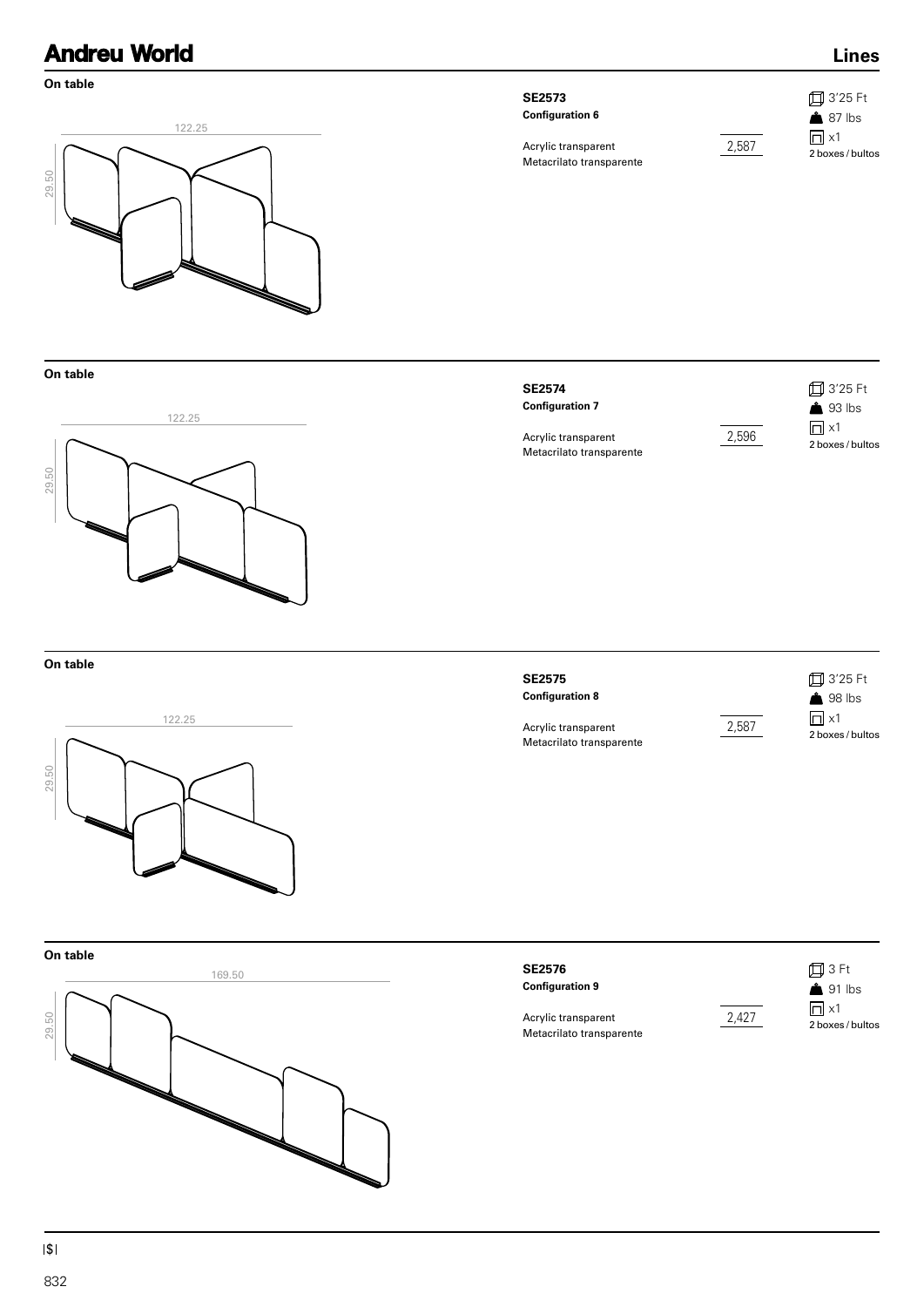**On table**

122.25

29.50

**SE2573**
**Configuration 6**

Acrylic transparent
Metacrilato transparente

2,587

3'25 Ft
87 lbs
x1
2 boxes / bultos

**On table**

122.25

29.50

**SE2574**
**Configuration 7**

Acrylic transparent
Metacrilato transparente

2,596

3'25 Ft
93 lbs
x1
2 boxes / bultos

**On table**

122.25

29.50

**SE2575**
**Configuration 8**

Acrylic transparent
Metacrilato transparente

2,587

3'25 Ft
98 lbs
x1
2 boxes / bultos

**On table**

169.50

29.50

**SE2576**
**Configuration 9**

Acrylic transparent
Metacrilato transparente

2,427

3 Ft
91 lbs
x1
2 boxes / bultos

|$|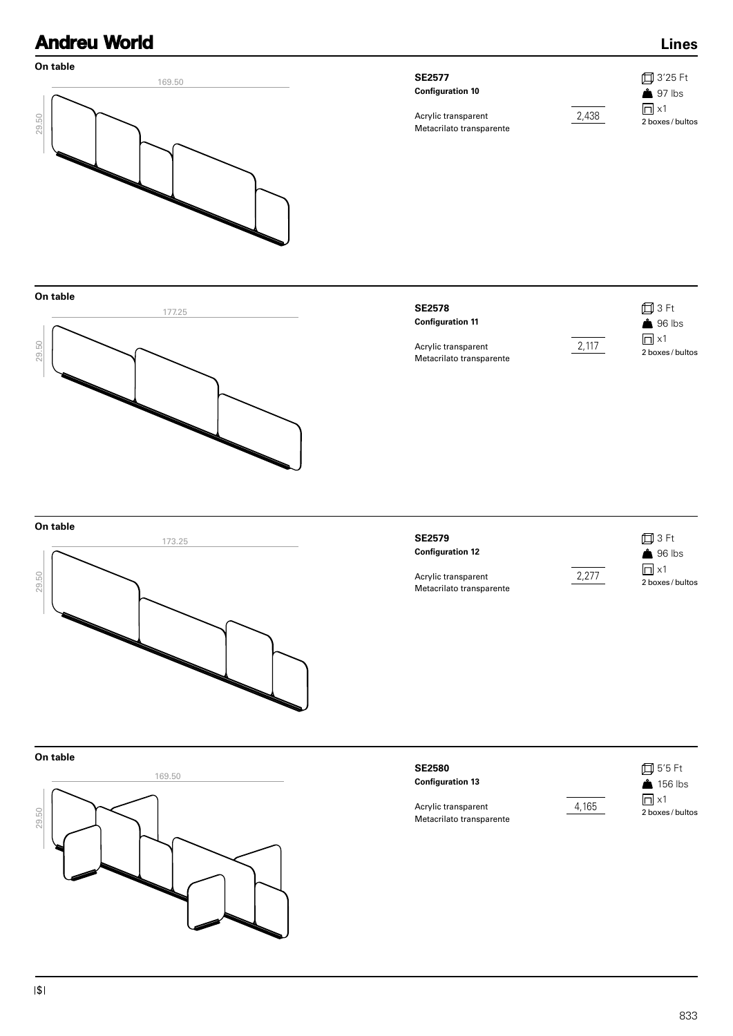## On table

169.50

29.50

**SE2577**
**Configuration 10**

Acrylic transparent
Metacrilato transparente

2,438

3'25 Ft
97 lbs
x1
2 boxes / bultos

## On table

177.25

29.50

**SE2578**
**Configuration 11**

Acrylic transparent
Metacrilato transparente

2,117

3 Ft
96 lbs
x1
2 boxes / bultos

## On table

173.25

29.50

**SE2579**
**Configuration 12**

Acrylic transparent
Metacrilato transparente

2,277

3 Ft
96 lbs
x1
2 boxes / bultos

## On table

169.50

29.50

**SE2580**
**Configuration 13**

Acrylic transparent
Metacrilato transparente

4,165

5'5 Ft
156 lbs
x1
2 boxes / bultos

|$|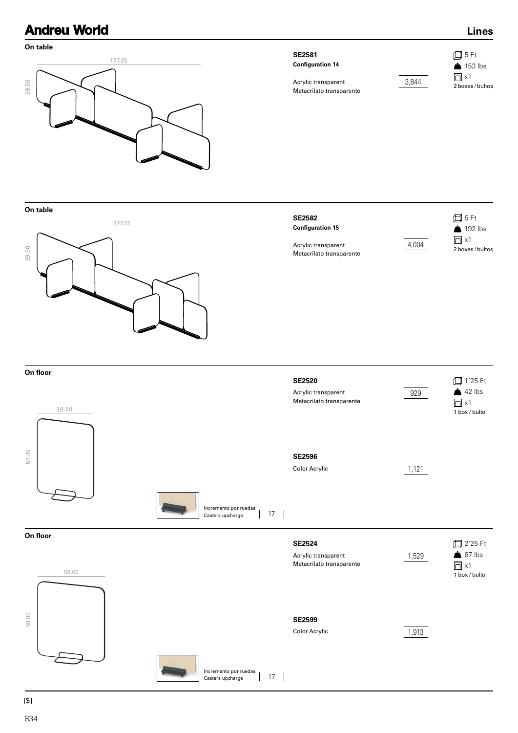## On table

177.25

29.50

**SE2581**
**Configuration 14**

| | | |
|---|---|---|
| Acrylic transparent / Metacrilato transparente | 3,844 | 5 Ft · 153 lbs · x1 · 2 boxes / bultos |

## On table

177.25

29.50

**SE2582**
**Configuration 15**

| | | |
|---|---|---|
| Acrylic transparent / Metacrilato transparente | 4,004 | 5 Ft · 192 lbs · x1 · 2 boxes / bultos |

## On floor

39.50

51.25

**SE2520**

| | | |
|---|---|---|
| Acrylic transparent / Metacrilato transparente | 929 | 1'25 Ft · 42 lbs · x1 · 1 box / bulto |

**SE2596**

| | |
|---|---|
| Color Acrylic | 1,121 |

Incremento por ruedas / Casters upcharge | 17

## On floor

59.00

59.00

**SE2524**

| | | |
|---|---|---|
| Acrylic transparent / Metacrilato transparente | 1,529 | 2'25 Ft · 67 lbs · x1 · 1 box / bulto |

**SE2599**

| | |
|---|---|
| Color Acrylic | 1,913 |

Incremento por ruedas / Casters upcharge | 17

|$|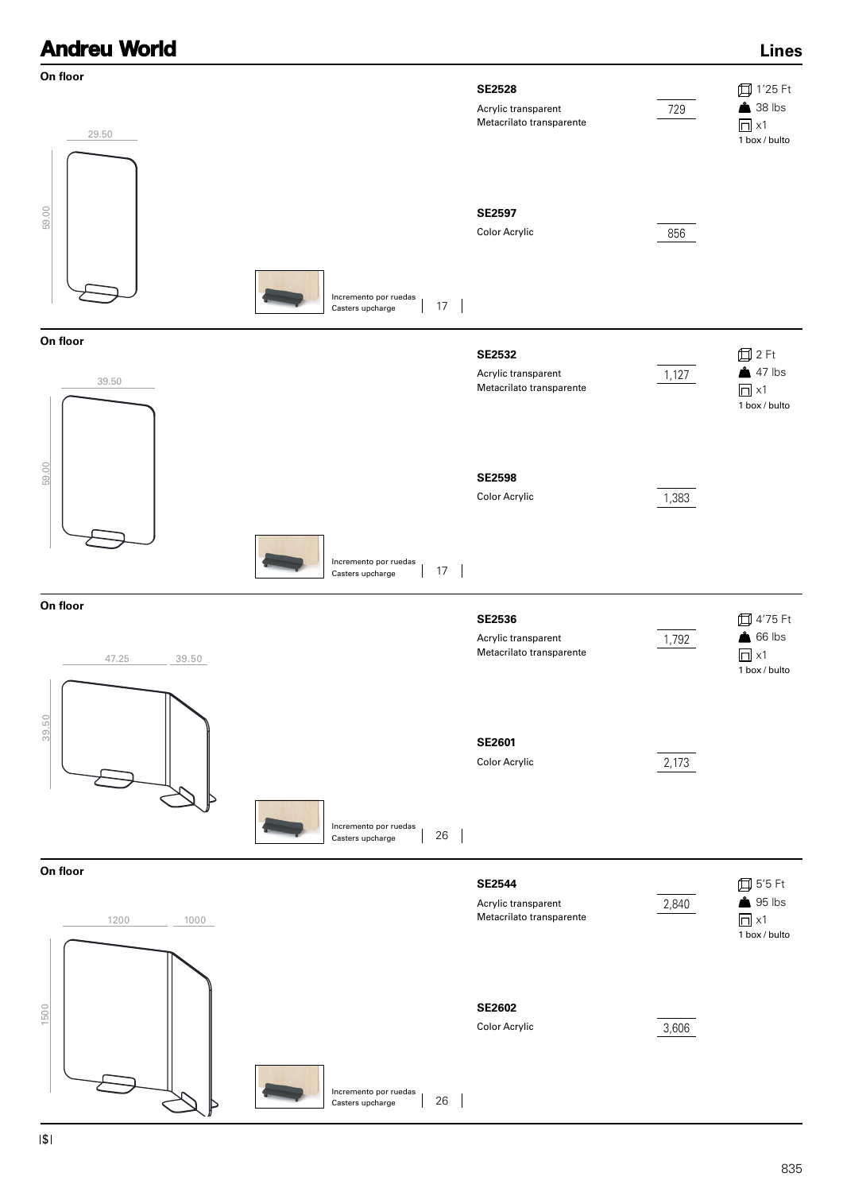# Andreu World

## Lines

### On floor

29.50

59.00

| | | |
|---|---|---|
| **SE2528** | | |
| Acrylic transparent<br>Metacrilato transparente | 729 | 1'25 Ft<br>38 lbs<br>x1<br>1 box / bulto |
| **SE2597** | | |
| Color Acrylic | 856 | |

Incremento por ruedas
Casters upcharge | 17

### On floor

39.50

59.00

| | | |
|---|---|---|
| **SE2532** | | |
| Acrylic transparent<br>Metacrilato transparente | 1,127 | 2 Ft<br>47 lbs<br>x1<br>1 box / bulto |
| **SE2598** | | |
| Color Acrylic | 1,383 | |

Incremento por ruedas
Casters upcharge | 17

### On floor

47.25 39.50

39.50

| | | |
|---|---|---|
| **SE2536** | | |
| Acrylic transparent<br>Metacrilato transparente | 1,792 | 4'75 Ft<br>66 lbs<br>x1<br>1 box / bulto |
| **SE2601** | | |
| Color Acrylic | 2,173 | |

Incremento por ruedas
Casters upcharge | 26

### On floor

1200 1000

1500

| | | |
|---|---|---|
| **SE2544** | | |
| Acrylic transparent<br>Metacrilato transparente | 2,840 | 5'5 Ft<br>95 lbs<br>x1<br>1 box / bulto |
| **SE2602** | | |
| Color Acrylic | 3,606 | |

Incremento por ruedas
Casters upcharge | 26

|$|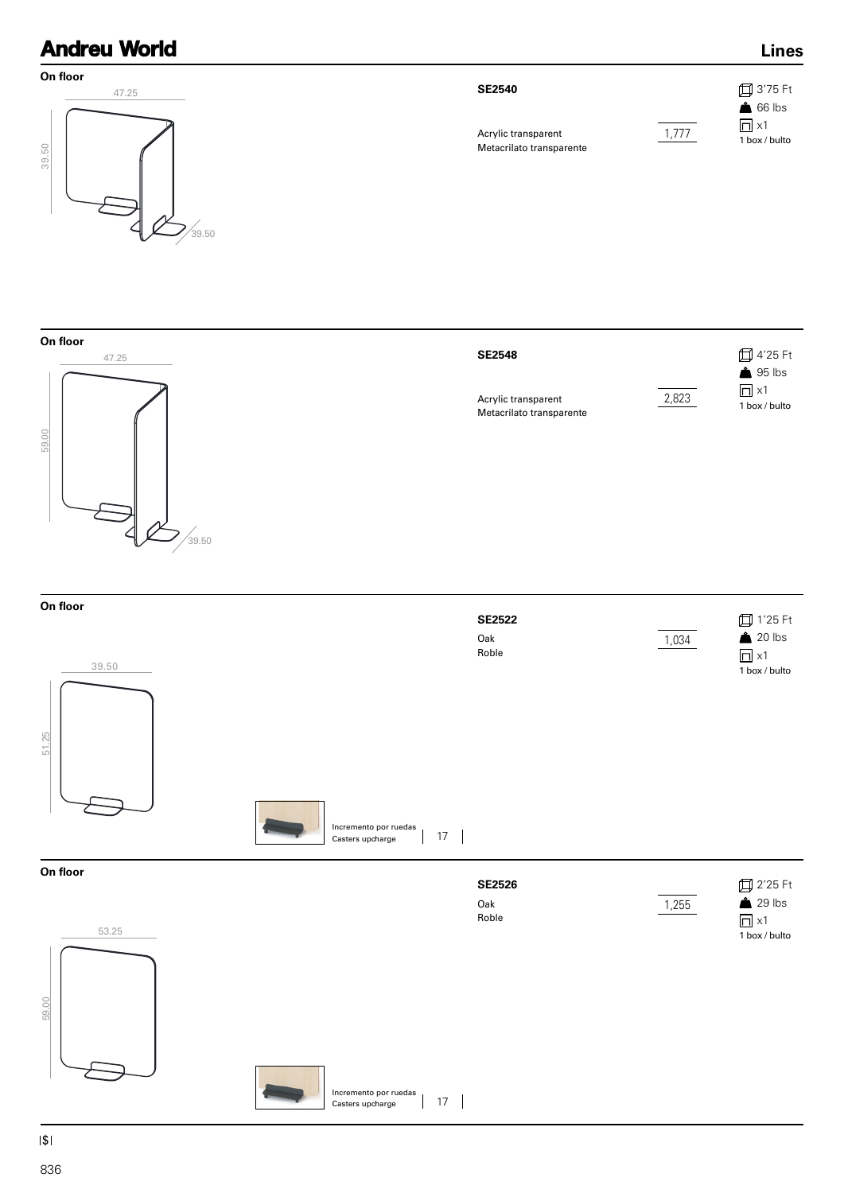## Lines

### On floor

47.25

39.50

39.50

**SE2540**

Acrylic transparent
Metacrilato transparente

1,777

3'75 Ft
66 lbs
x1
1 box / bulto

### On floor

47.25

59.00

39.50

**SE2548**

Acrylic transparent
Metacrilato transparente

2,823

4'25 Ft
95 lbs
x1
1 box / bulto

### On floor

39.50

51.25

**SE2522**

Oak
Roble

1,034

1'25 Ft
20 lbs
x1
1 box / bulto

Incremento por ruedas
Casters upcharge

17

### On floor

53.25

59.00

**SE2526**

Oak
Roble

1,255

2'25 Ft
29 lbs
x1
1 box / bulto

Incremento por ruedas
Casters upcharge

17

|$|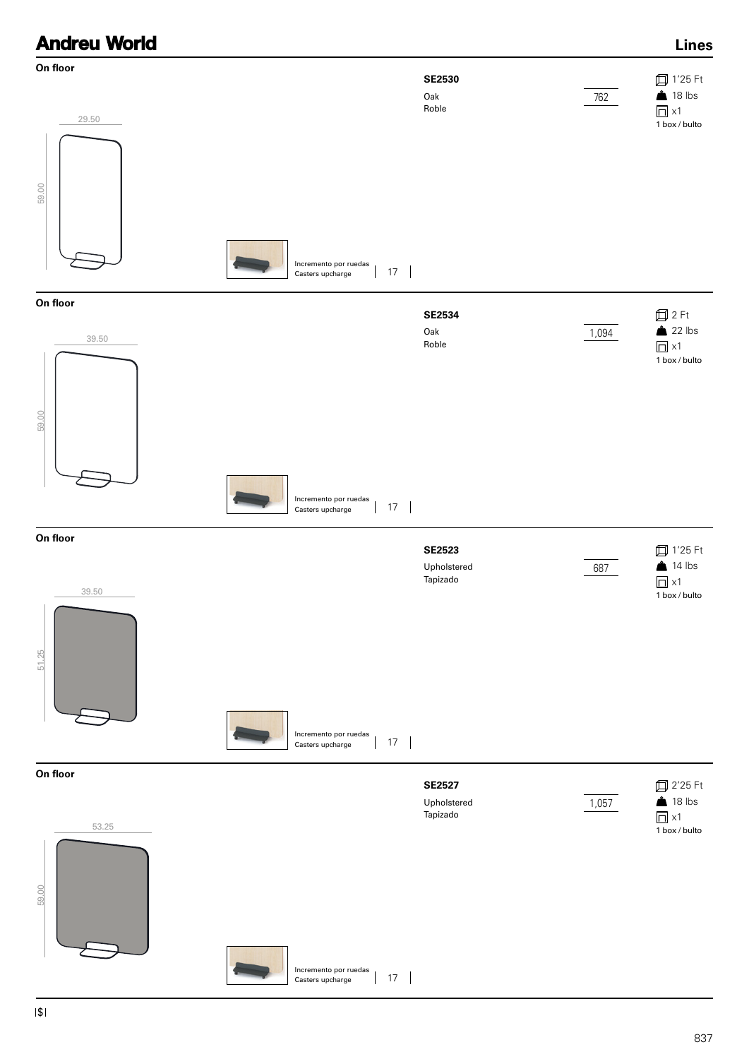# Andreu World

## Lines

### On floor

29.50

59.00

**SE2530**

Oak
Roble

762

1'25 Ft
18 lbs
x1
1 box / bulto

Incremento por ruedas
Casters upcharge | 17

### On floor

39.50

59.00

**SE2534**

Oak
Roble

1,094

2 Ft
22 lbs
x1
1 box / bulto

Incremento por ruedas
Casters upcharge | 17

### On floor

39.50

51.25

**SE2523**

Upholstered
Tapizado

687

1'25 Ft
14 lbs
x1
1 box / bulto

Incremento por ruedas
Casters upcharge | 17

### On floor

53.25

59.00

**SE2527**

Upholstered
Tapizado

1,057

2'25 Ft
18 lbs
x1
1 box / bulto

Incremento por ruedas
Casters upcharge | 17

|$|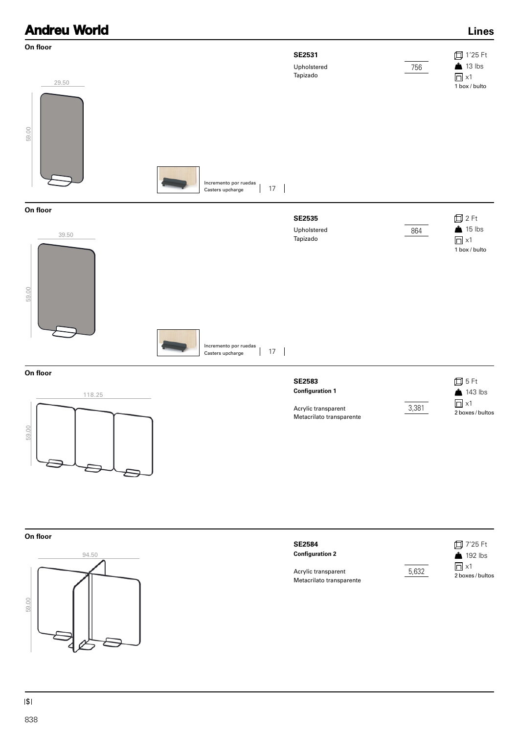## On floor

29.50

59.00

Incremento por ruedas
Casters upcharge | 17

**SE2531**

Upholstered
Tapizado | 756

1'25 Ft
13 lbs
x1
1 box / bulto

## On floor

39.50

59.00

Incremento por ruedas
Casters upcharge | 17

**SE2535**

Upholstered
Tapizado | 864

2 Ft
15 lbs
x1
1 box / bulto

## On floor

118.25

59.00

**SE2583**
**Configuration 1**

Acrylic transparent
Metacrilato transparente | 3,381

5 Ft
143 lbs
x1
2 boxes / bultos

## On floor

94.50

59.00

**SE2584**
**Configuration 2**

Acrylic transparent
Metacrilato transparente | 5,632

7'25 Ft
192 lbs
x1
2 boxes / bultos

|$|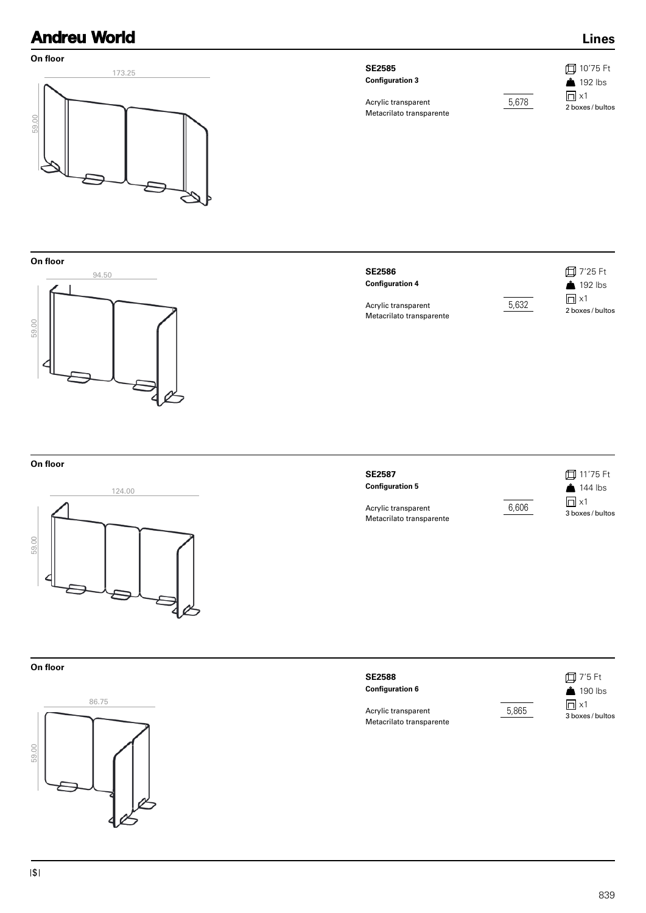## On floor

173.25

59.00

**SE2585**
**Configuration 3**

| | | |
|---|---|---|
| Acrylic transparent<br>Metacrilato transparente | 5,678 | 10'75 Ft<br>192 lbs<br>x1<br>2 boxes / bultos |

## On floor

94.50

59.00

**SE2586**
**Configuration 4**

| | | |
|---|---|---|
| Acrylic transparent<br>Metacrilato transparente | 5,632 | 7'25 Ft<br>192 lbs<br>x1<br>2 boxes / bultos |

## On floor

124.00

59.00

**SE2587**
**Configuration 5**

| | | |
|---|---|---|
| Acrylic transparent<br>Metacrilato transparente | 6,606 | 11'75 Ft<br>144 lbs<br>x1<br>3 boxes / bultos |

## On floor

86.75

59.00

**SE2588**
**Configuration 6**

| | | |
|---|---|---|
| Acrylic transparent<br>Metacrilato transparente | 5,865 | 7'5 Ft<br>190 lbs<br>x1<br>3 boxes / bultos |

|$|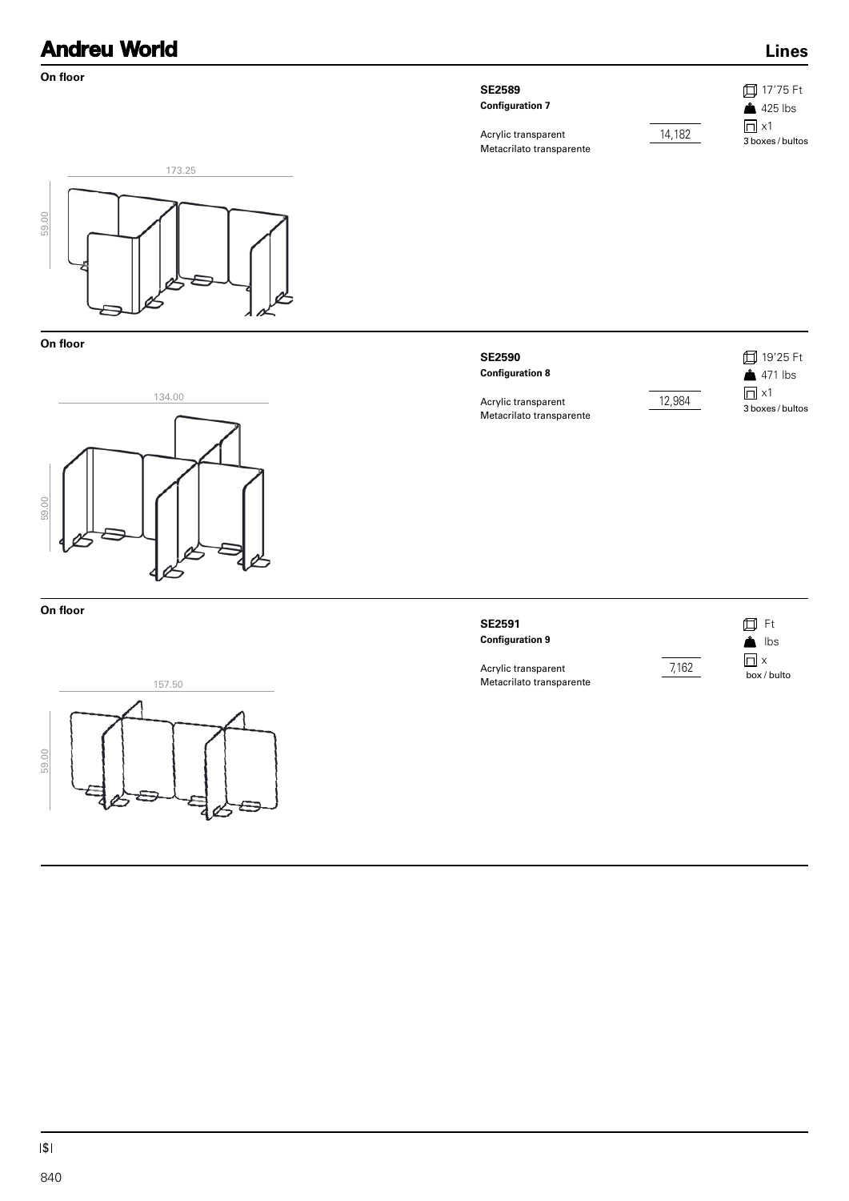## On floor

**SE2589**
**Configuration 7**

Acrylic transparent
Metacrilato transparente

14,182

17'75 Ft
425 lbs
x1
3 boxes / bultos

173.25
59.00

## On floor

**SE2590**
**Configuration 8**

Acrylic transparent
Metacrilato transparente

12,984

19'25 Ft
471 lbs
x1
3 boxes / bultos

134.00
59.00

## On floor

**SE2591**
**Configuration 9**

Acrylic transparent
Metacrilato transparente

7,162

Ft
lbs
x
box / bulto

157.50
59.00

|$|